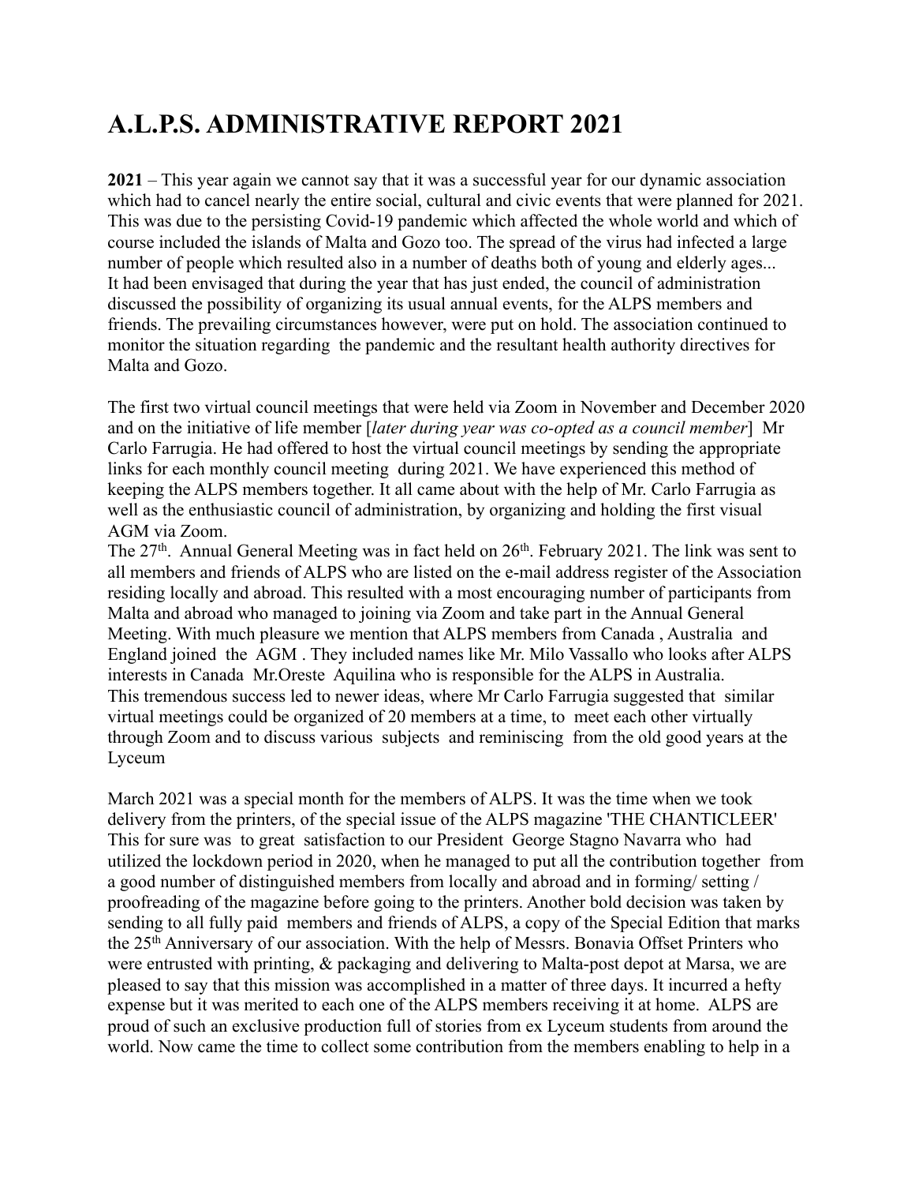# A.L.P.S. ADMINISTRATIVE REPORT 2021

**2021** – This year again we cannot say that it was a successful year for our dynamic association which had to cancel nearly the entire social, cultural and civic events that were planned for 2021. This was due to the persisting Covid-19 pandemic which affected the whole world and which of course included the islands of Malta and Gozo too. The spread of the virus had infected a large number of people which resulted also in a number of deaths both of young and elderly ages... It had been envisaged that during the year that has just ended, the council of administration discussed the possibility of organizing its usual annual events, for the ALPS members and friends. The prevailing circumstances however, were put on hold. The association continued to monitor the situation regarding the pandemic and the resultant health authority directives for Malta and Gozo.

The first two virtual council meetings that were held via Zoom in November and December 2020 and on the initiative of life member [*later during year was co-opted as a council member*] Mr Carlo Farrugia. He had offered to host the virtual council meetings by sending the appropriate links for each monthly council meeting during 2021. We have experienced this method of keeping the ALPS members together. It all came about with the help of Mr. Carlo Farrugia as well as the enthusiastic council of administration, by organizing and holding the first visual AGM via Zoom.
The 27th. Annual General Meeting was in fact held on 26th. February 2021. The link was sent to all members and friends of ALPS who are listed on the e-mail address register of the Association residing locally and abroad. This resulted with a most encouraging number of participants from Malta and abroad who managed to joining via Zoom and take part in the Annual General Meeting. With much pleasure we mention that ALPS members from Canada , Australia and England joined the AGM . They included names like Mr. Milo Vassallo who looks after ALPS interests in Canada Mr.Oreste Aquilina who is responsible for the ALPS in Australia.
This tremendous success led to newer ideas, where Mr Carlo Farrugia suggested that similar virtual meetings could be organized of 20 members at a time, to meet each other virtually through Zoom and to discuss various subjects and reminiscing from the old good years at the Lyceum

March 2021 was a special month for the members of ALPS. It was the time when we took delivery from the printers, of the special issue of the ALPS magazine 'THE CHANTICLEER' This for sure was to great satisfaction to our President George Stagno Navarra who had utilized the lockdown period in 2020, when he managed to put all the contribution together from a good number of distinguished members from locally and abroad and in forming/ setting / proofreading of the magazine before going to the printers. Another bold decision was taken by sending to all fully paid members and friends of ALPS, a copy of the Special Edition that marks the 25th Anniversary of our association. With the help of Messrs. Bonavia Offset Printers who were entrusted with printing, & packaging and delivering to Malta-post depot at Marsa, we are pleased to say that this mission was accomplished in a matter of three days. It incurred a hefty expense but it was merited to each one of the ALPS members receiving it at home. ALPS are proud of such an exclusive production full of stories from ex Lyceum students from around the world. Now came the time to collect some contribution from the members enabling to help in a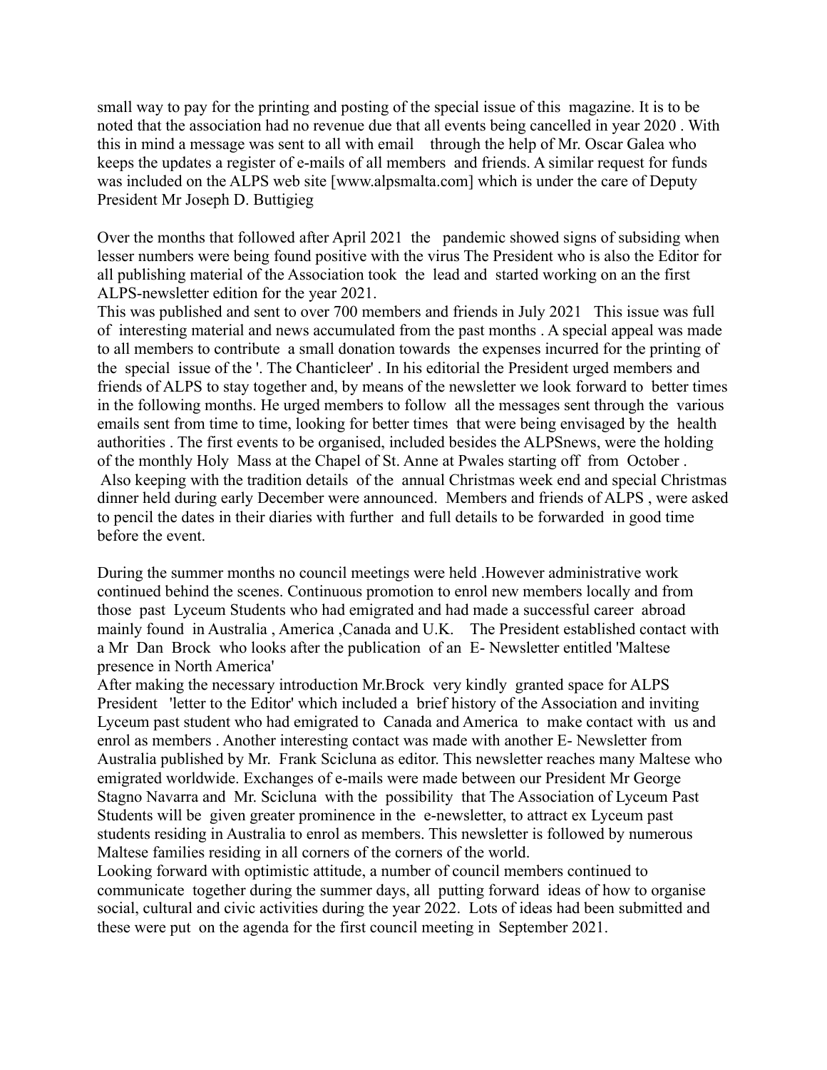small way to pay for the printing and posting of the special issue of this magazine. It is to be noted that the association had no revenue due that all events being cancelled in year 2020 . With this in mind a message was sent to all with email through the help of Mr. Oscar Galea who keeps the updates a register of e-mails of all members and friends. A similar request for funds was included on the ALPS web site [www.alpsmalta.com] which is under the care of Deputy President Mr Joseph D. Buttigieg

Over the months that followed after April 2021 the pandemic showed signs of subsiding when lesser numbers were being found positive with the virus The President who is also the Editor for all publishing material of the Association took the lead and started working on an the first ALPS-newsletter edition for the year 2021.

This was published and sent to over 700 members and friends in July 2021 This issue was full of interesting material and news accumulated from the past months . A special appeal was made to all members to contribute a small donation towards the expenses incurred for the printing of the special issue of the '. The Chanticleer' . In his editorial the President urged members and friends of ALPS to stay together and, by means of the newsletter we look forward to better times in the following months. He urged members to follow all the messages sent through the various emails sent from time to time, looking for better times that were being envisaged by the health authorities . The first events to be organised, included besides the ALPSnews, were the holding of the monthly Holy Mass at the Chapel of St. Anne at Pwales starting off from October . Also keeping with the tradition details of the annual Christmas week end and special Christmas dinner held during early December were announced. Members and friends of ALPS , were asked to pencil the dates in their diaries with further and full details to be forwarded in good time before the event.

During the summer months no council meetings were held .However administrative work continued behind the scenes. Continuous promotion to enrol new members locally and from those past Lyceum Students who had emigrated and had made a successful career abroad mainly found in Australia , America ,Canada and U.K. The President established contact with a Mr Dan Brock who looks after the publication of an E- Newsletter entitled 'Maltese presence in North America'

After making the necessary introduction Mr.Brock very kindly granted space for ALPS President 'letter to the Editor' which included a brief history of the Association and inviting Lyceum past student who had emigrated to Canada and America to make contact with us and enrol as members . Another interesting contact was made with another E- Newsletter from Australia published by Mr. Frank Scicluna as editor. This newsletter reaches many Maltese who emigrated worldwide. Exchanges of e-mails were made between our President Mr George Stagno Navarra and Mr. Scicluna with the possibility that The Association of Lyceum Past Students will be given greater prominence in the e-newsletter, to attract ex Lyceum past students residing in Australia to enrol as members. This newsletter is followed by numerous Maltese families residing in all corners of the corners of the world.

Looking forward with optimistic attitude, a number of council members continued to communicate together during the summer days, all putting forward ideas of how to organise social, cultural and civic activities during the year 2022. Lots of ideas had been submitted and these were put on the agenda for the first council meeting in September 2021.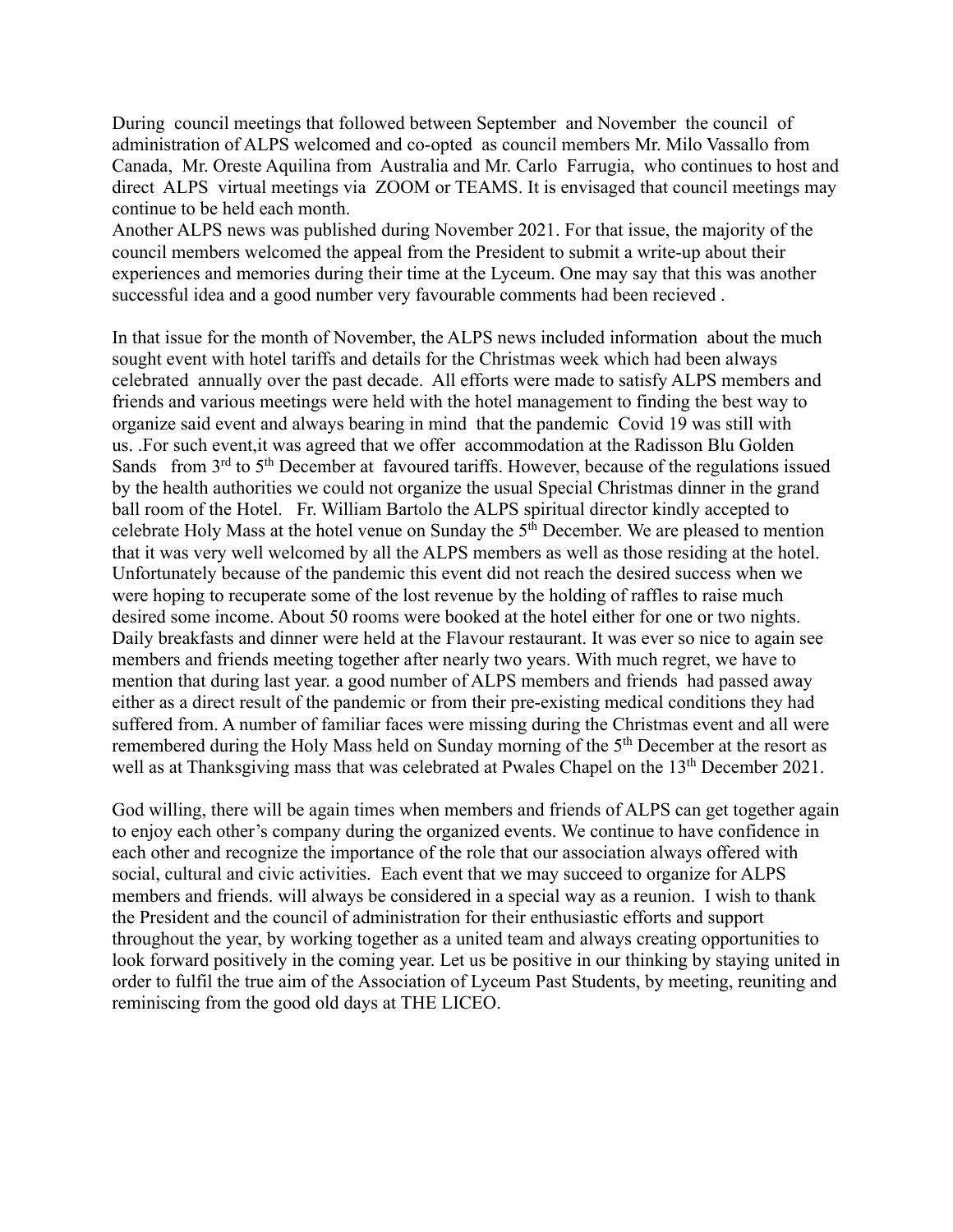During council meetings that followed between September and November the council of administration of ALPS welcomed and co-opted as council members Mr. Milo Vassallo from Canada, Mr. Oreste Aquilina from Australia and Mr. Carlo Farrugia, who continues to host and direct ALPS virtual meetings via ZOOM or TEAMS. It is envisaged that council meetings may continue to be held each month.
Another ALPS news was published during November 2021. For that issue, the majority of the council members welcomed the appeal from the President to submit a write-up about their experiences and memories during their time at the Lyceum. One may say that this was another successful idea and a good number very favourable comments had been recieved .

In that issue for the month of November, the ALPS news included information about the much sought event with hotel tariffs and details for the Christmas week which had been always celebrated annually over the past decade. All efforts were made to satisfy ALPS members and friends and various meetings were held with the hotel management to finding the best way to organize said event and always bearing in mind that the pandemic Covid 19 was still with us. .For such event,it was agreed that we offer accommodation at the Radisson Blu Golden Sands from 3rd to 5th December at favoured tariffs. However, because of the regulations issued by the health authorities we could not organize the usual Special Christmas dinner in the grand ball room of the Hotel. Fr. William Bartolo the ALPS spiritual director kindly accepted to celebrate Holy Mass at the hotel venue on Sunday the 5th December. We are pleased to mention that it was very well welcomed by all the ALPS members as well as those residing at the hotel. Unfortunately because of the pandemic this event did not reach the desired success when we were hoping to recuperate some of the lost revenue by the holding of raffles to raise much desired some income. About 50 rooms were booked at the hotel either for one or two nights. Daily breakfasts and dinner were held at the Flavour restaurant. It was ever so nice to again see members and friends meeting together after nearly two years. With much regret, we have to mention that during last year. a good number of ALPS members and friends had passed away either as a direct result of the pandemic or from their pre-existing medical conditions they had suffered from. A number of familiar faces were missing during the Christmas event and all were remembered during the Holy Mass held on Sunday morning of the 5th December at the resort as well as at Thanksgiving mass that was celebrated at Pwales Chapel on the 13th December 2021.

God willing, there will be again times when members and friends of ALPS can get together again to enjoy each other's company during the organized events. We continue to have confidence in each other and recognize the importance of the role that our association always offered with social, cultural and civic activities. Each event that we may succeed to organize for ALPS members and friends. will always be considered in a special way as a reunion. I wish to thank the President and the council of administration for their enthusiastic efforts and support throughout the year, by working together as a united team and always creating opportunities to look forward positively in the coming year. Let us be positive in our thinking by staying united in order to fulfil the true aim of the Association of Lyceum Past Students, by meeting, reuniting and reminiscing from the good old days at THE LICEO.